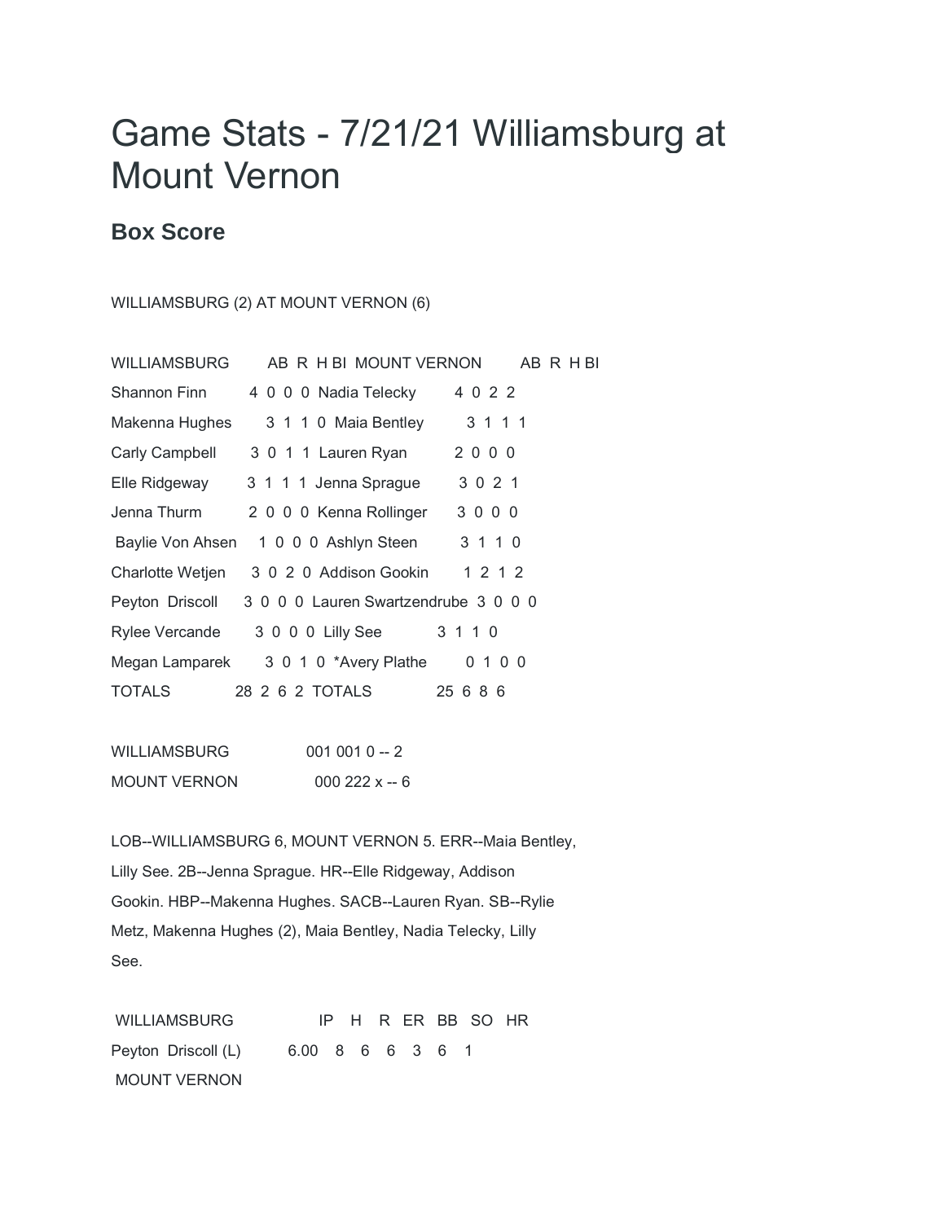# Game Stats - 7/21/21 Williamsburg at Mount Vernon

## Box Score

WILLIAMSBURG (2) AT MOUNT VERNON (6)

| WILLIAMSBURG | AB | R | H | BI | MOUNT VERNON | AB | R | H | BI |
|---|---|---|---|---|---|---|---|---|---|
| Shannon Finn | 4 | 0 | 0 | 0 | Nadia Telecky | 4 | 0 | 2 | 2 |
| Makenna Hughes | 3 | 1 | 1 | 0 | Maia Bentley | 3 | 1 | 1 | 1 |
| Carly Campbell | 3 | 0 | 1 | 1 | Lauren Ryan | 2 | 0 | 0 | 0 |
| Elle Ridgeway | 3 | 1 | 1 | 1 | Jenna Sprague | 3 | 0 | 2 | 1 |
| Jenna Thurm | 2 | 0 | 0 | 0 | Kenna Rollinger | 3 | 0 | 0 | 0 |
| Baylie Von Ahsen | 1 | 0 | 0 | 0 | Ashlyn Steen | 3 | 1 | 1 | 0 |
| Charlotte Wetjen | 3 | 0 | 2 | 0 | Addison Gookin | 1 | 2 | 1 | 2 |
| Peyton Driscoll | 3 | 0 | 0 | 0 | Lauren Swartzendrube | 3 | 0 | 0 | 0 |
| Rylee Vercande | 3 | 0 | 0 | 0 | Lilly See | 3 | 1 | 1 | 0 |
| Megan Lamparek | 3 | 0 | 1 | 0 | *Avery Plathe | 0 | 1 | 0 | 0 |
| TOTALS | 28 | 2 | 6 | 2 | TOTALS | 25 | 6 | 8 | 6 |

| | |
|---|---|
| WILLIAMSBURG | 001 001 0 -- 2 |
| MOUNT VERNON | 000 222 x -- 6 |

LOB--WILLIAMSBURG 6, MOUNT VERNON 5. ERR--Maia Bentley, Lilly See. 2B--Jenna Sprague. HR--Elle Ridgeway, Addison Gookin. HBP--Makenna Hughes. SACB--Lauren Ryan. SB--Rylie Metz, Makenna Hughes (2), Maia Bentley, Nadia Telecky, Lilly See.

| WILLIAMSBURG | IP | H | R | ER | BB | SO | HR |
|---|---|---|---|---|---|---|---|
| Peyton Driscoll (L) | 6.00 | 8 | 6 | 6 | 3 | 6 | 1 |
| MOUNT VERNON | | | | | | | |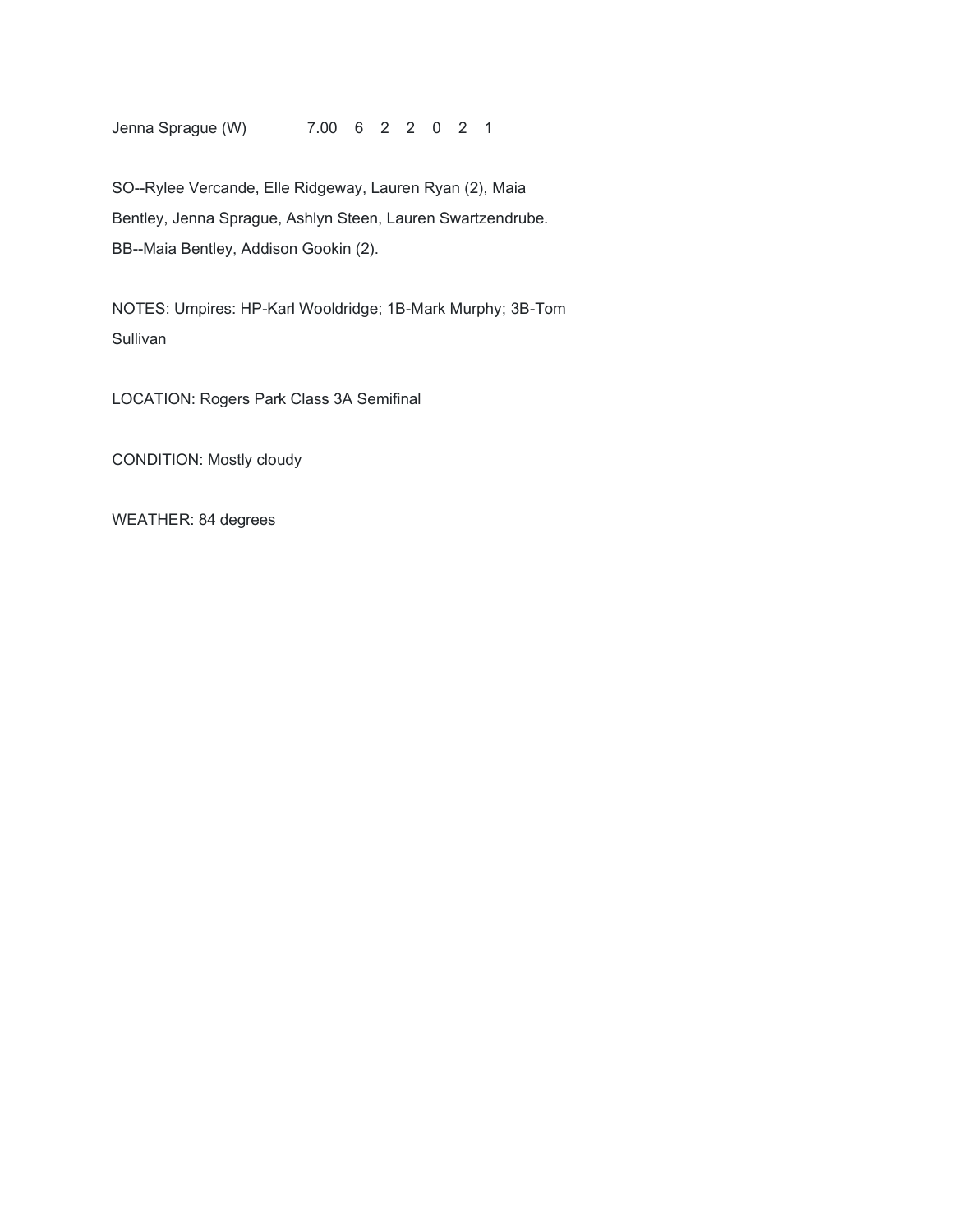| | | | | | | | |
|---|---|---|---|---|---|---|---|
| Jenna Sprague (W) | 7.00 | 6 | 2 | 2 | 0 | 2 | 1 |

SO--Rylee Vercande, Elle Ridgeway, Lauren Ryan (2), Maia Bentley, Jenna Sprague, Ashlyn Steen, Lauren Swartzendrube. BB--Maia Bentley, Addison Gookin (2).

NOTES: Umpires: HP-Karl Wooldridge; 1B-Mark Murphy; 3B-Tom Sullivan

LOCATION: Rogers Park Class 3A Semifinal

CONDITION: Mostly cloudy

WEATHER: 84 degrees